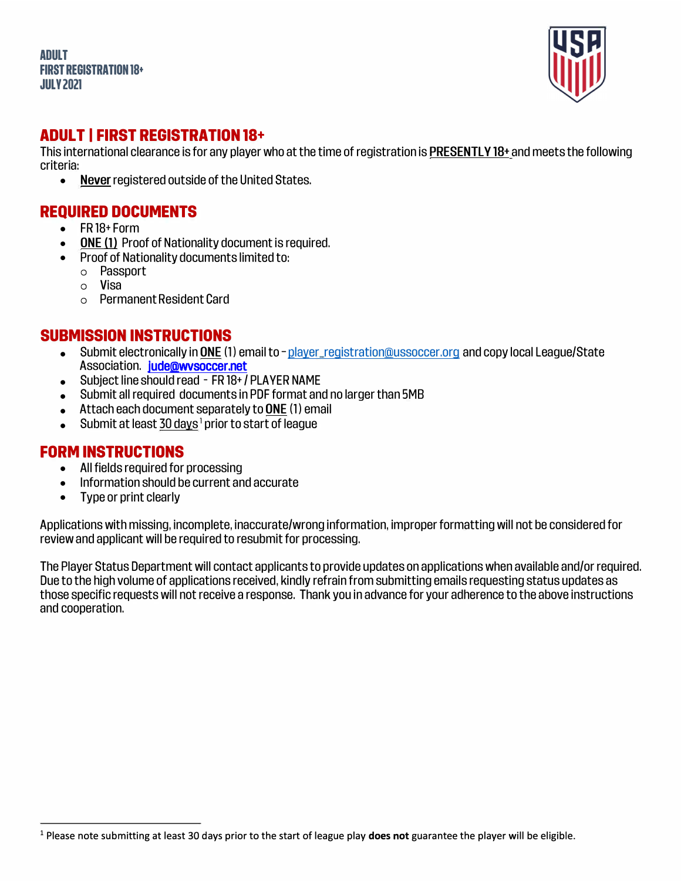ADULT
FIRST REGISTRATION 18+
JULY 2021

# ADULT | FIRST REGISTRATION 18+

This international clearance is for any player who at the time of registration is **PRESENTLY 18+** and meets the following criteria:

- **Never** registered outside of the United States.

## REQUIRED DOCUMENTS

- FR 18+ Form
- **ONE (1)** Proof of Nationality document is required.
- Proof of Nationality documents limited to:
  - Passport
  - Visa
  - Permanent Resident Card

## SUBMISSION INSTRUCTIONS

- Submit electronically in **ONE** (1) email to - player_registration@ussoccer.org and copy local League/State Association. jude@wvsoccer.net
- Subject line should read - FR 18+ / PLAYER NAME
- Submit all required documents in PDF format and no larger than 5MB
- Attach each document separately to **ONE** (1) email
- Submit at least 30 days[1] prior to start of league

## FORM INSTRUCTIONS

- All fields required for processing
- Information should be current and accurate
- Type or print clearly

Applications with missing, incomplete, inaccurate/wrong information, improper formatting will not be considered for review and applicant will be required to resubmit for processing.

The Player Status Department will contact applicants to provide updates on applications when available and/or required. Due to the high volume of applications received, kindly refrain from submitting emails requesting status updates as those specific requests will not receive a response. Thank you in advance for your adherence to the above instructions and cooperation.

---

[1] Please note submitting at least 30 days prior to the start of league play **does not** guarantee the player will be eligible.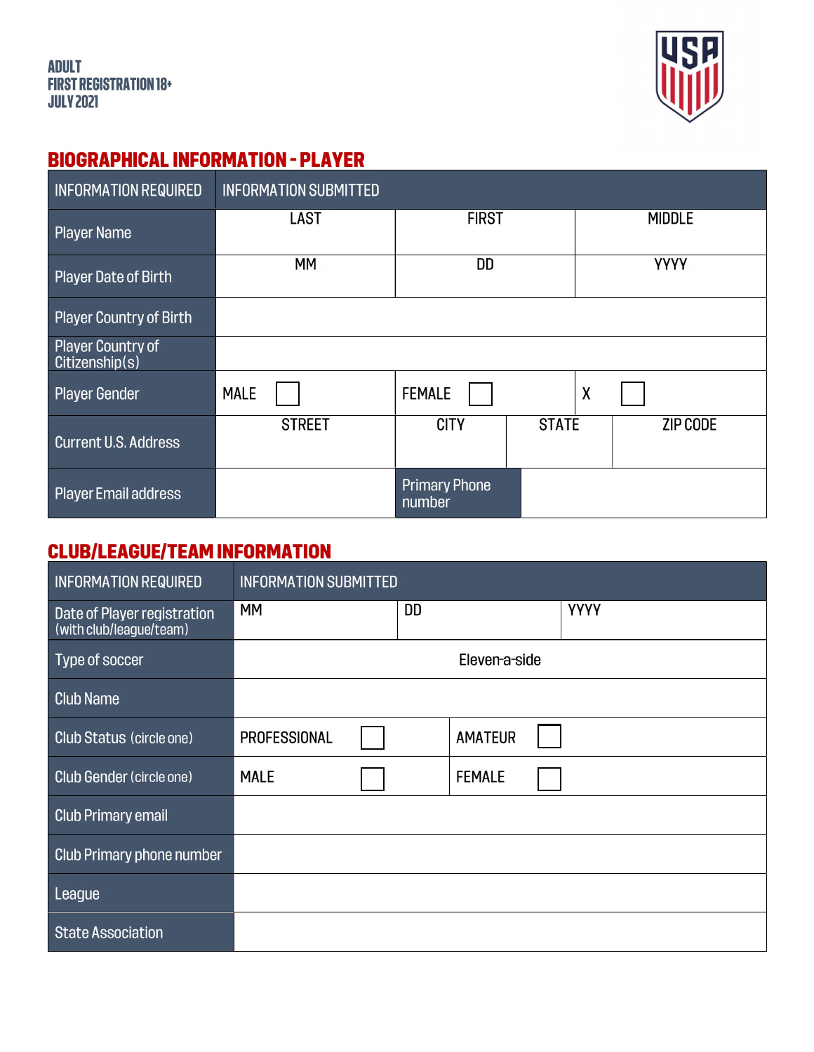ADULT
FIRST REGISTRATION 18+
JULY 2021

## BIOGRAPHICAL INFORMATION - PLAYER

| INFORMATION REQUIRED | INFORMATION SUBMITTED | | | |
|---|---|---|---|---|
| Player Name | LAST | FIRST | | MIDDLE |
| Player Date of Birth | MM | DD | | YYYY |
| Player Country of Birth | | | | |
| Player Country of Citizenship(s) | | | | |
| Player Gender | MALE ☐ | FEMALE ☐ | | X ☐ |
| Current U.S. Address | STREET | CITY | STATE | ZIP CODE |
| Player Email address | | Primary Phone number | | |

## CLUB/LEAGUE/TEAM INFORMATION

| INFORMATION REQUIRED | INFORMATION SUBMITTED | | |
|---|---|---|---|
| Date of Player registration (with club/league/team) | MM | DD | YYYY |
| Type of soccer | Eleven-a-side | | |
| Club Name | | | |
| Club Status (circle one) | PROFESSIONAL ☐ | AMATEUR ☐ | |
| Club Gender (circle one) | MALE ☐ | FEMALE ☐ | |
| Club Primary email | | | |
| Club Primary phone number | | | |
| League | | | |
| State Association | | | |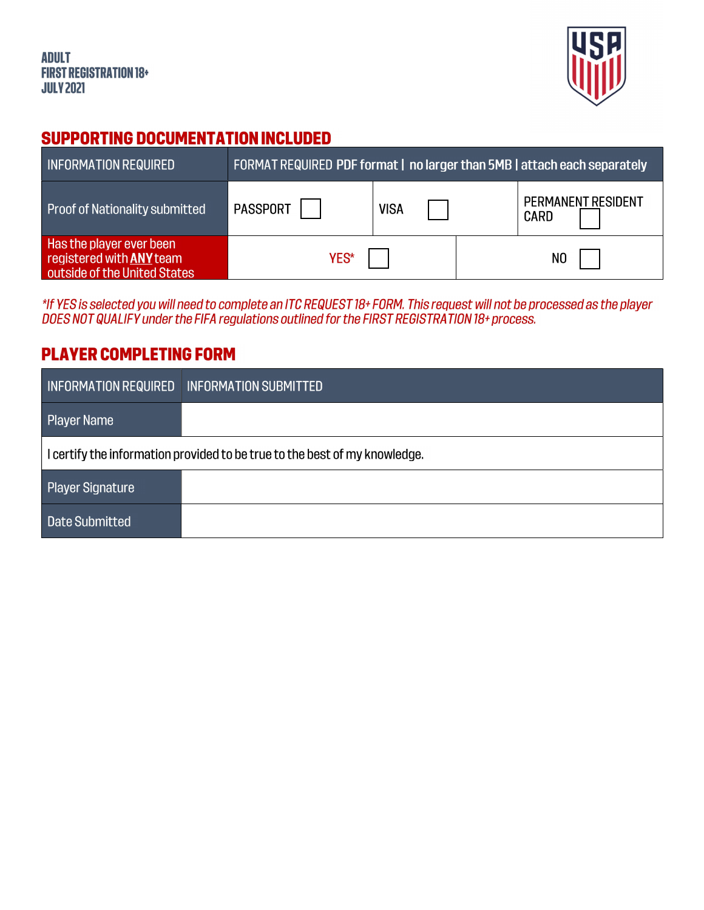ADULT
FIRST REGISTRATION 18+
JULY 2021

## SUPPORTING DOCUMENTATION INCLUDED

| INFORMATION REQUIRED | FORMAT REQUIRED PDF format \| no larger than 5MB \| attach each separately | | |
|---|---|---|---|
| Proof of Nationality submitted | PASSPORT ☐ | VISA ☐ | PERMANENT RESIDENT CARD ☐ |
| Has the player ever been registered with **ANY** team outside of the United States | YES* ☐ | | NO ☐ |

*\*If YES is selected you will need to complete an ITC REQUEST 18+ FORM. This request will not be processed as the player DOES NOT QUALIFY under the FIFA regulations outlined for the FIRST REGISTRATION 18+ process.*

## PLAYER COMPLETING FORM

| INFORMATION REQUIRED | INFORMATION SUBMITTED |
|---|---|
| Player Name | |
| I certify the information provided to be true to the best of my knowledge. | |
| Player Signature | |
| Date Submitted | |